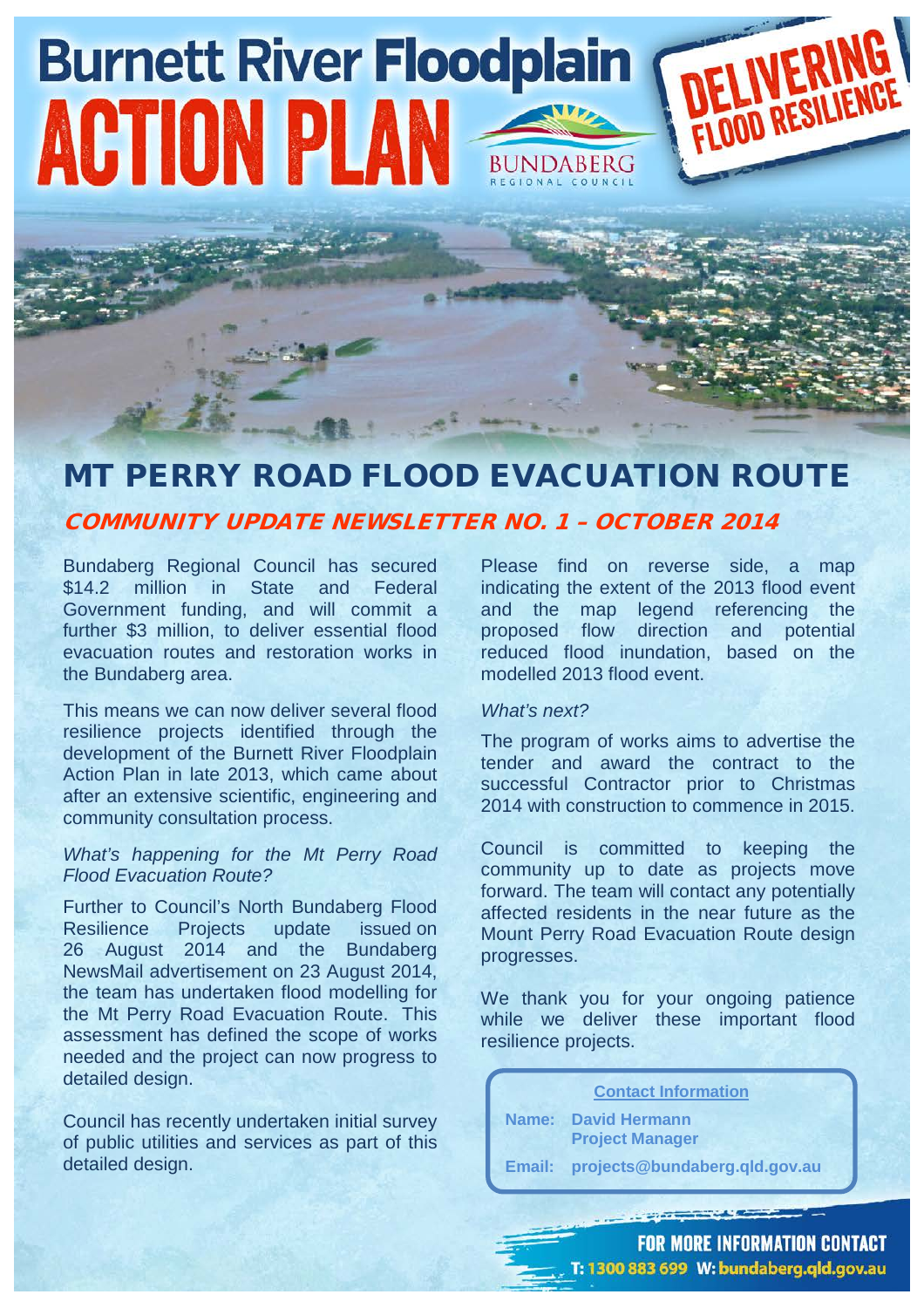# Burnett River Floodplain ACTION PLAN

BUNDABERG REGIONAL COUNCIL

DELIVERING FLOOD RESILIENCE

## MT PERRY ROAD FLOOD EVACUATION ROUTE

### COMMUNITY UPDATE NEWSLETTER NO. 1 – OCTOBER 2014

Bundaberg Regional Council has secured $14.2 million in State and Federal Government funding, and will commit a further $3 million, to deliver essential flood evacuation routes and restoration works in the Bundaberg area.

This means we can now deliver several flood resilience projects identified through the development of the Burnett River Floodplain Action Plan in late 2013, which came about after an extensive scientific, engineering and community consultation process.

*What's happening for the Mt Perry Road Flood Evacuation Route?*

Further to Council's North Bundaberg Flood Resilience Projects update issued on 26 August 2014 and the Bundaberg NewsMail advertisement on 23 August 2014, the team has undertaken flood modelling for the Mt Perry Road Evacuation Route. This assessment has defined the scope of works needed and the project can now progress to detailed design.

Council has recently undertaken initial survey of public utilities and services as part of this detailed design.

Please find on reverse side, a map indicating the extent of the 2013 flood event and the map legend referencing the proposed flow direction and potential reduced flood inundation, based on the modelled 2013 flood event.

*What's next?*

The program of works aims to advertise the tender and award the contract to the successful Contractor prior to Christmas 2014 with construction to commence in 2015.

Council is committed to keeping the community up to date as projects move forward. The team will contact any potentially affected residents in the near future as the Mount Perry Road Evacuation Route design progresses.

We thank you for your ongoing patience while we deliver these important flood resilience projects.

**Contact Information**

**Name:** **David Hermann**
**Project Manager**

**Email:** **projects@bundaberg.qld.gov.au**

**FOR MORE INFORMATION CONTACT**
**T: 1300 883 699 W: bundaberg.qld.gov.au**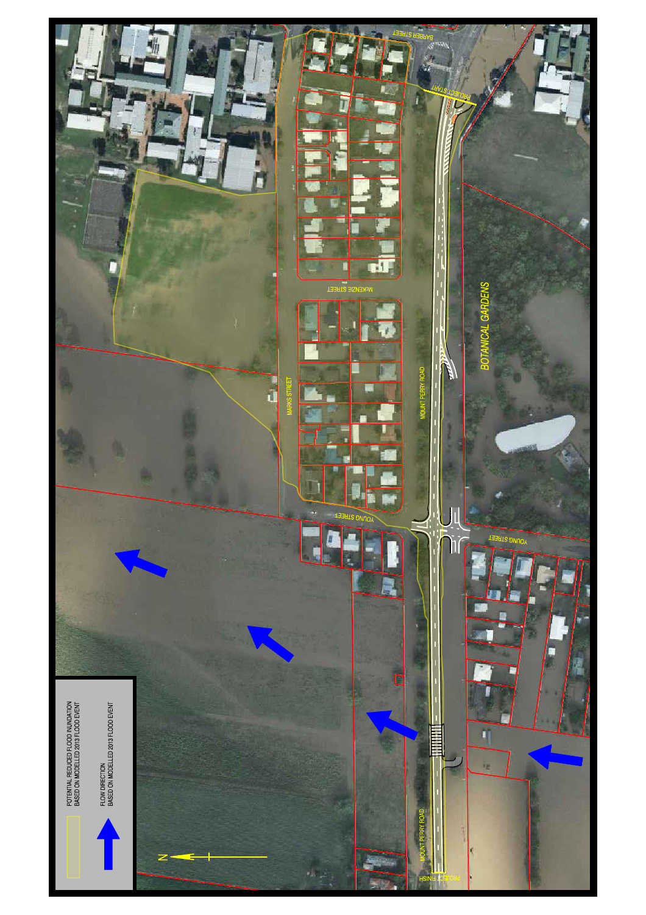POTENTIAL REDUCED FLOOD INUNDATION BASED ON MODELLED 2013 FLOOD EVENT

FLOW DIRECTION BASED ON MODELLED 2013 FLOOD EVENT

N

BARBER STREET

PROJECT START

MCKENZIE STREET

MARKS STREET

MOUNT PERRY ROAD

BOTANICAL GARDENS

YOUNG STREET

YOUNG STREET

MOUNT PERRY ROAD

PROJECT FINISH